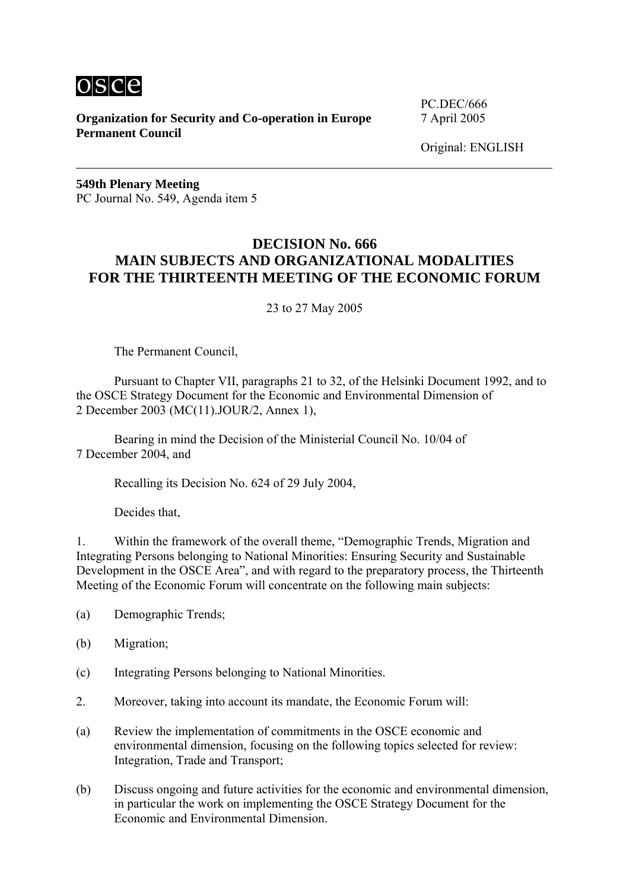osce

**Organization for Security and Co-operation in Europe**
**Permanent Council**

PC.DEC/666
7 April 2005

Original: ENGLISH

**549th Plenary Meeting**
PC Journal No. 549, Agenda item 5

## DECISION No. 666
## MAIN SUBJECTS AND ORGANIZATIONAL MODALITIES FOR THE THIRTEENTH MEETING OF THE ECONOMIC FORUM

23 to 27 May 2005

The Permanent Council,

Pursuant to Chapter VII, paragraphs 21 to 32, of the Helsinki Document 1992, and to the OSCE Strategy Document for the Economic and Environmental Dimension of 2 December 2003 (MC(11).JOUR/2, Annex 1),

Bearing in mind the Decision of the Ministerial Council No. 10/04 of 7 December 2004, and

Recalling its Decision No. 624 of 29 July 2004,

Decides that,

1. Within the framework of the overall theme, "Demographic Trends, Migration and Integrating Persons belonging to National Minorities: Ensuring Security and Sustainable Development in the OSCE Area", and with regard to the preparatory process, the Thirteenth Meeting of the Economic Forum will concentrate on the following main subjects:

(a) Demographic Trends;

(b) Migration;

(c) Integrating Persons belonging to National Minorities.

2. Moreover, taking into account its mandate, the Economic Forum will:

(a) Review the implementation of commitments in the OSCE economic and environmental dimension, focusing on the following topics selected for review: Integration, Trade and Transport;

(b) Discuss ongoing and future activities for the economic and environmental dimension, in particular the work on implementing the OSCE Strategy Document for the Economic and Environmental Dimension.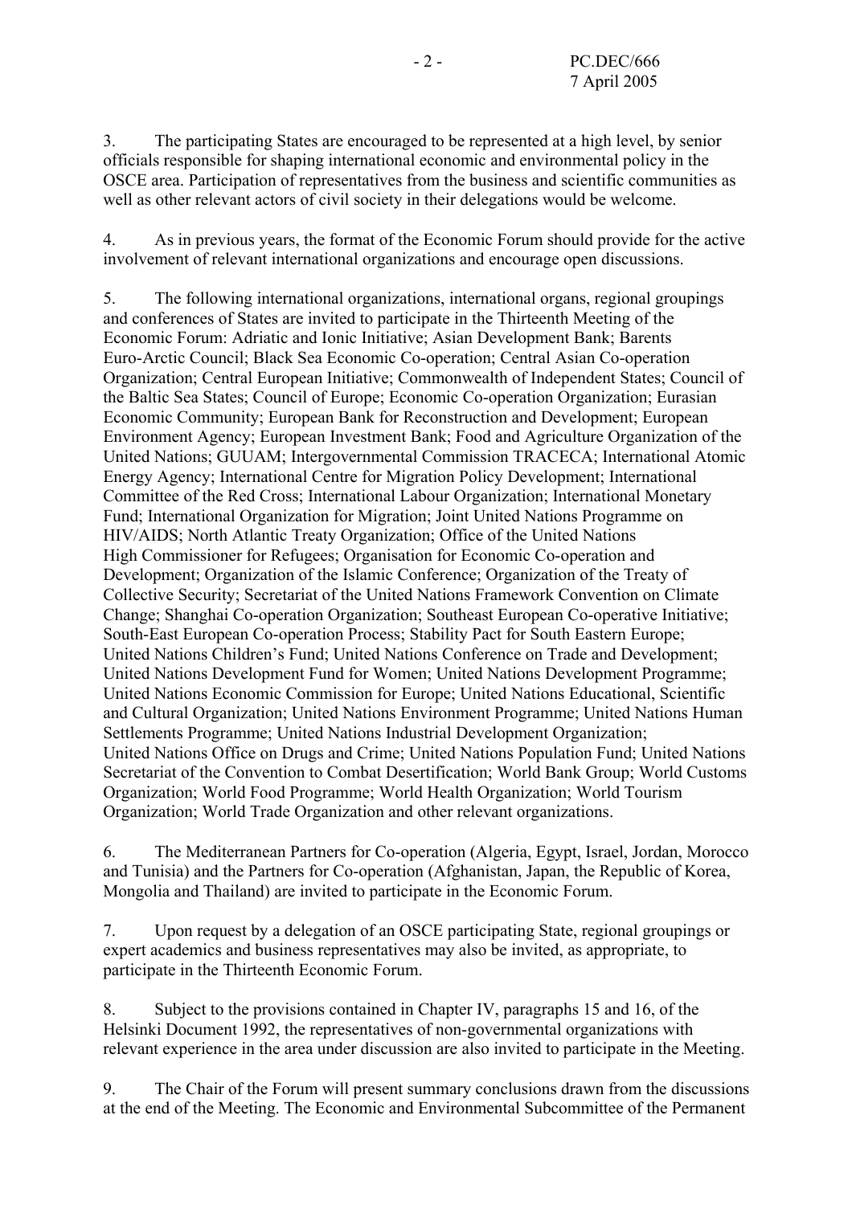3. The participating States are encouraged to be represented at a high level, by senior officials responsible for shaping international economic and environmental policy in the OSCE area. Participation of representatives from the business and scientific communities as well as other relevant actors of civil society in their delegations would be welcome.

4. As in previous years, the format of the Economic Forum should provide for the active involvement of relevant international organizations and encourage open discussions.

5. The following international organizations, international organs, regional groupings and conferences of States are invited to participate in the Thirteenth Meeting of the Economic Forum: Adriatic and Ionic Initiative; Asian Development Bank; Barents Euro-Arctic Council; Black Sea Economic Co-operation; Central Asian Co-operation Organization; Central European Initiative; Commonwealth of Independent States; Council of the Baltic Sea States; Council of Europe; Economic Co-operation Organization; Eurasian Economic Community; European Bank for Reconstruction and Development; European Environment Agency; European Investment Bank; Food and Agriculture Organization of the United Nations; GUUAM; Intergovernmental Commission TRACECA; International Atomic Energy Agency; International Centre for Migration Policy Development; International Committee of the Red Cross; International Labour Organization; International Monetary Fund; International Organization for Migration; Joint United Nations Programme on HIV/AIDS; North Atlantic Treaty Organization; Office of the United Nations High Commissioner for Refugees; Organisation for Economic Co-operation and Development; Organization of the Islamic Conference; Organization of the Treaty of Collective Security; Secretariat of the United Nations Framework Convention on Climate Change; Shanghai Co-operation Organization; Southeast European Co-operative Initiative; South-East European Co-operation Process; Stability Pact for South Eastern Europe; United Nations Children's Fund; United Nations Conference on Trade and Development; United Nations Development Fund for Women; United Nations Development Programme; United Nations Economic Commission for Europe; United Nations Educational, Scientific and Cultural Organization; United Nations Environment Programme; United Nations Human Settlements Programme; United Nations Industrial Development Organization; United Nations Office on Drugs and Crime; United Nations Population Fund; United Nations Secretariat of the Convention to Combat Desertification; World Bank Group; World Customs Organization; World Food Programme; World Health Organization; World Tourism Organization; World Trade Organization and other relevant organizations.

6. The Mediterranean Partners for Co-operation (Algeria, Egypt, Israel, Jordan, Morocco and Tunisia) and the Partners for Co-operation (Afghanistan, Japan, the Republic of Korea, Mongolia and Thailand) are invited to participate in the Economic Forum.

7. Upon request by a delegation of an OSCE participating State, regional groupings or expert academics and business representatives may also be invited, as appropriate, to participate in the Thirteenth Economic Forum.

8. Subject to the provisions contained in Chapter IV, paragraphs 15 and 16, of the Helsinki Document 1992, the representatives of non-governmental organizations with relevant experience in the area under discussion are also invited to participate in the Meeting.

9. The Chair of the Forum will present summary conclusions drawn from the discussions at the end of the Meeting. The Economic and Environmental Subcommittee of the Permanent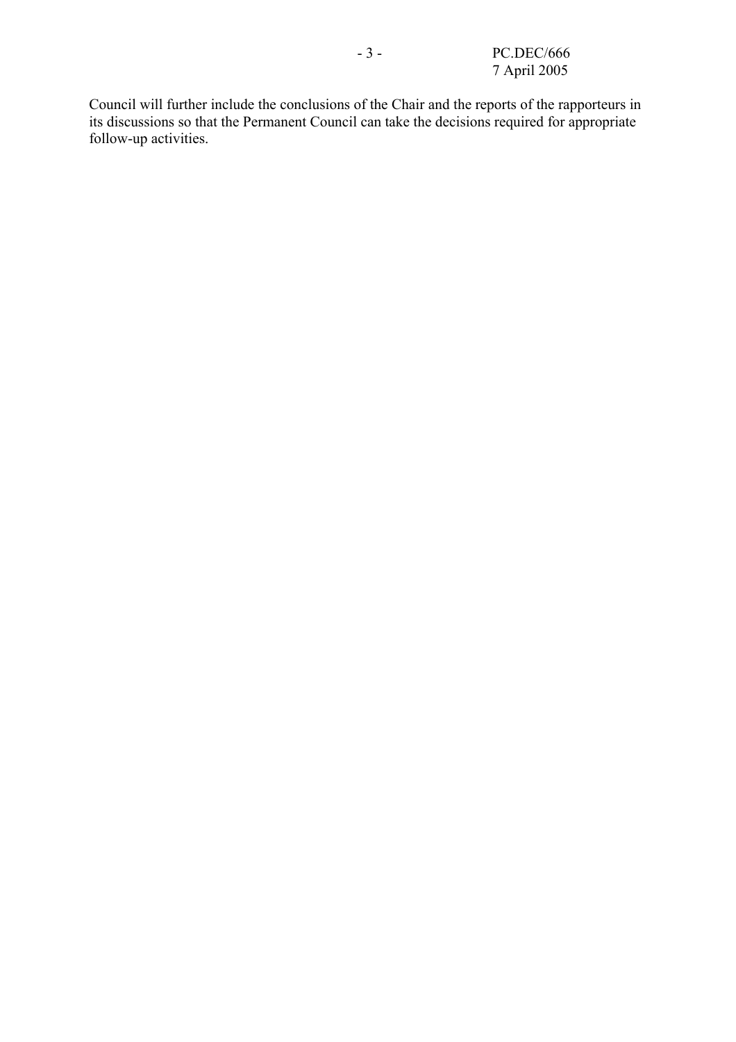Council will further include the conclusions of the Chair and the reports of the rapporteurs in its discussions so that the Permanent Council can take the decisions required for appropriate follow-up activities.